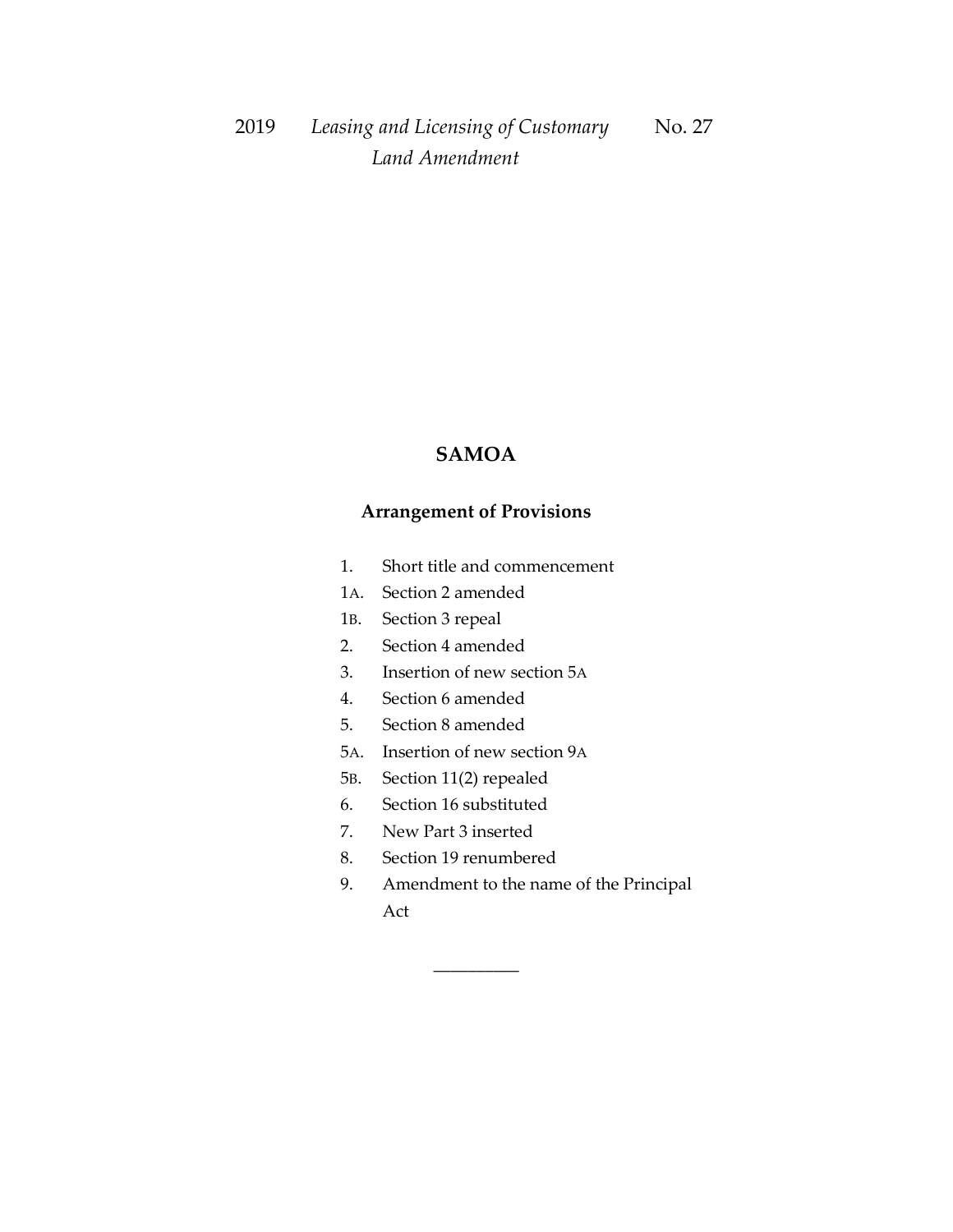2019 *Leasing and Licensing of Customary Land Amendment* No. 27

# SAMOA

## Arrangement of Provisions

1. Short title and commencement
1A. Section 2 amended
1B. Section 3 repeal
2. Section 4 amended
3. Insertion of new section 5A
4. Section 6 amended
5. Section 8 amended
5A. Insertion of new section 9A
5B. Section 11(2) repealed
6. Section 16 substituted
7. New Part 3 inserted
8. Section 19 renumbered
9. Amendment to the name of the Principal Act

__________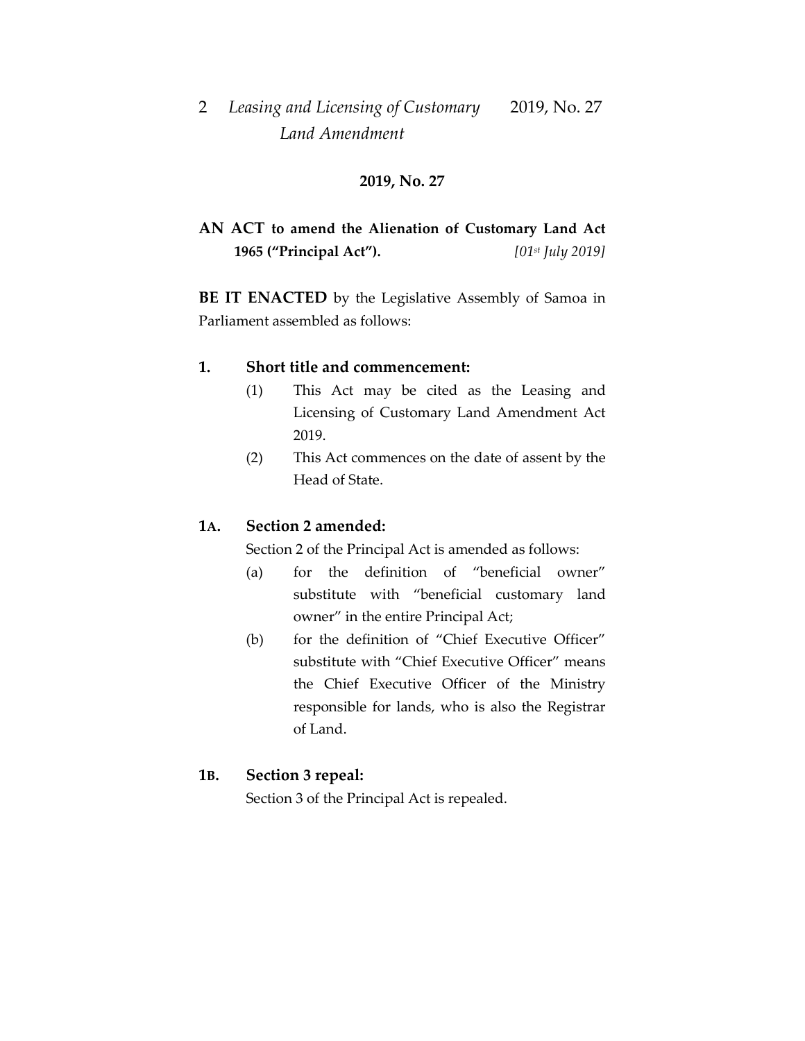## 2019, No. 27

**AN ACT to amend the Alienation of Customary Land Act 1965 ("Principal Act").** *[01st July 2019]*

**BE IT ENACTED** by the Legislative Assembly of Samoa in Parliament assembled as follows:

### 1. Short title and commencement:

(1) This Act may be cited as the Leasing and Licensing of Customary Land Amendment Act 2019.

(2) This Act commences on the date of assent by the Head of State.

### 1A. Section 2 amended:

Section 2 of the Principal Act is amended as follows:

(a) for the definition of "beneficial owner" substitute with "beneficial customary land owner" in the entire Principal Act;

(b) for the definition of "Chief Executive Officer" substitute with "Chief Executive Officer" means the Chief Executive Officer of the Ministry responsible for lands, who is also the Registrar of Land.

### 1B. Section 3 repeal:

Section 3 of the Principal Act is repealed.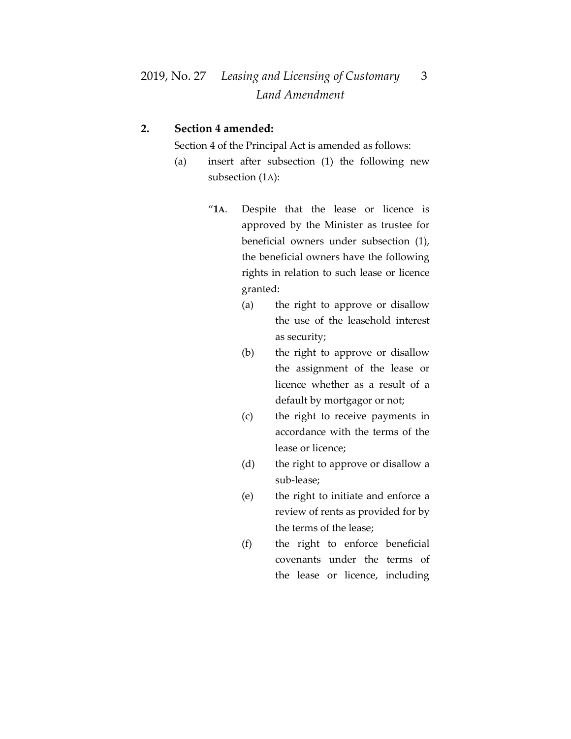**2. Section 4 amended:**

Section 4 of the Principal Act is amended as follows:

(a) insert after subsection (1) the following new subsection (1A):

"**1A**. Despite that the lease or licence is approved by the Minister as trustee for beneficial owners under subsection (1), the beneficial owners have the following rights in relation to such lease or licence granted:

(a) the right to approve or disallow the use of the leasehold interest as security;

(b) the right to approve or disallow the assignment of the lease or licence whether as a result of a default by mortgagor or not;

(c) the right to receive payments in accordance with the terms of the lease or licence;

(d) the right to approve or disallow a sub-lease;

(e) the right to initiate and enforce a review of rents as provided for by the terms of the lease;

(f) the right to enforce beneficial covenants under the terms of the lease or licence, including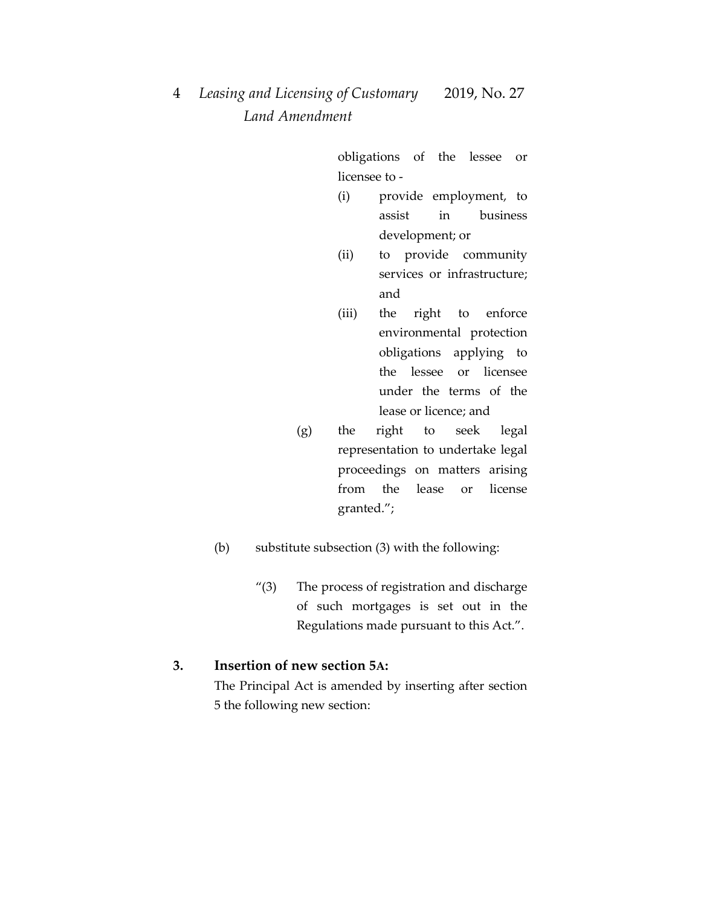obligations of the lessee or licensee to -

(i) provide employment, to assist in business development; or

(ii) to provide community services or infrastructure; and

(iii) the right to enforce environmental protection obligations applying to the lessee or licensee under the terms of the lease or licence; and

(g) the right to seek legal representation to undertake legal proceedings on matters arising from the lease or license granted.";

(b) substitute subsection (3) with the following:

"(3) The process of registration and discharge of such mortgages is set out in the Regulations made pursuant to this Act.".

**3. Insertion of new section 5A:**

The Principal Act is amended by inserting after section 5 the following new section: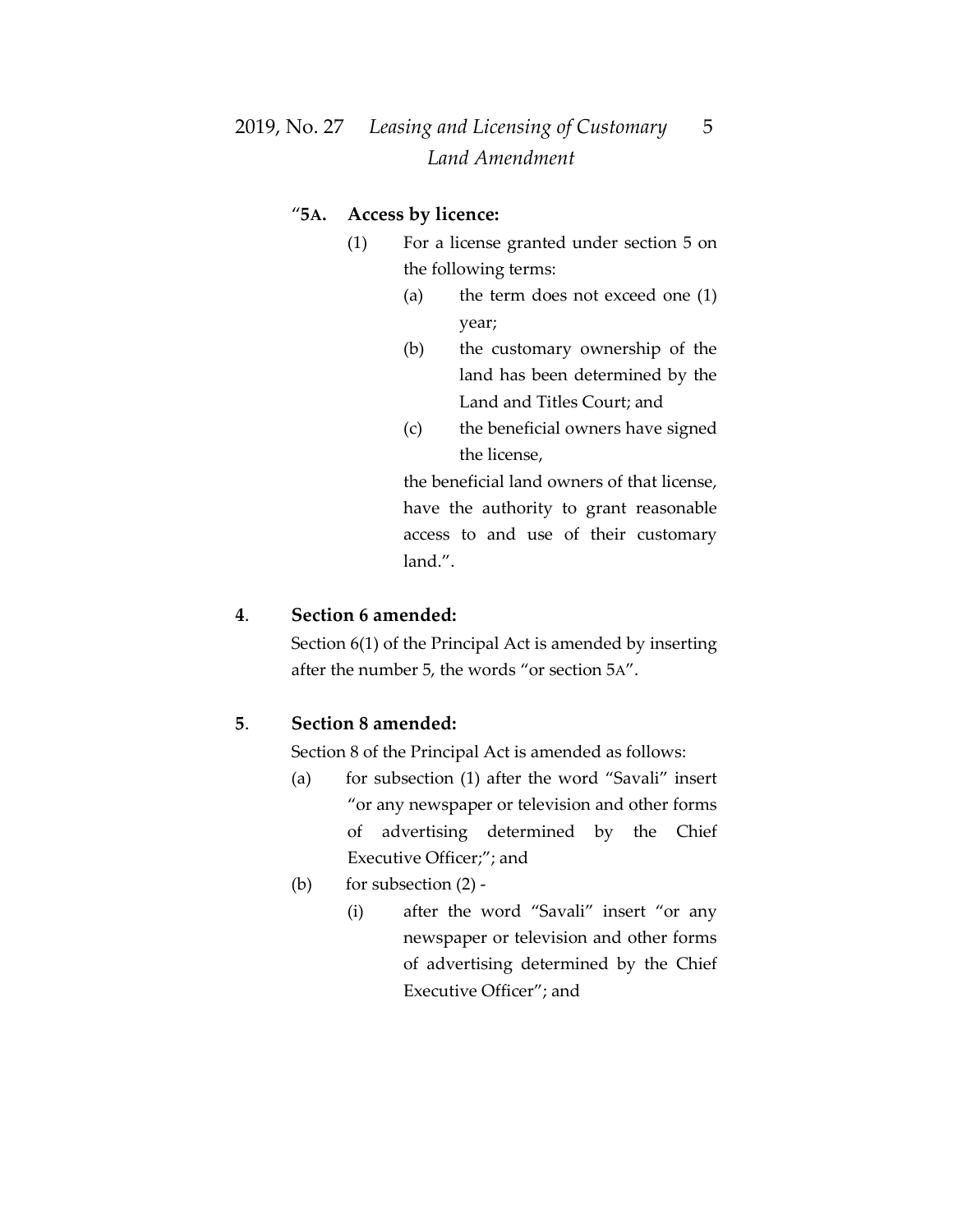"**5A. Access by licence:**

(1) For a license granted under section 5 on the following terms:

- (a) the term does not exceed one (1) year;
- (b) the customary ownership of the land has been determined by the Land and Titles Court; and
- (c) the beneficial owners have signed the license,

the beneficial land owners of that license, have the authority to grant reasonable access to and use of their customary land.".

**4. Section 6 amended:**

Section 6(1) of the Principal Act is amended by inserting after the number 5, the words "or section 5A".

**5. Section 8 amended:**

Section 8 of the Principal Act is amended as follows:

- (a) for subsection (1) after the word "Savali" insert "or any newspaper or television and other forms of advertising determined by the Chief Executive Officer;"; and
- (b) for subsection (2) -
  - (i) after the word "Savali" insert "or any newspaper or television and other forms of advertising determined by the Chief Executive Officer"; and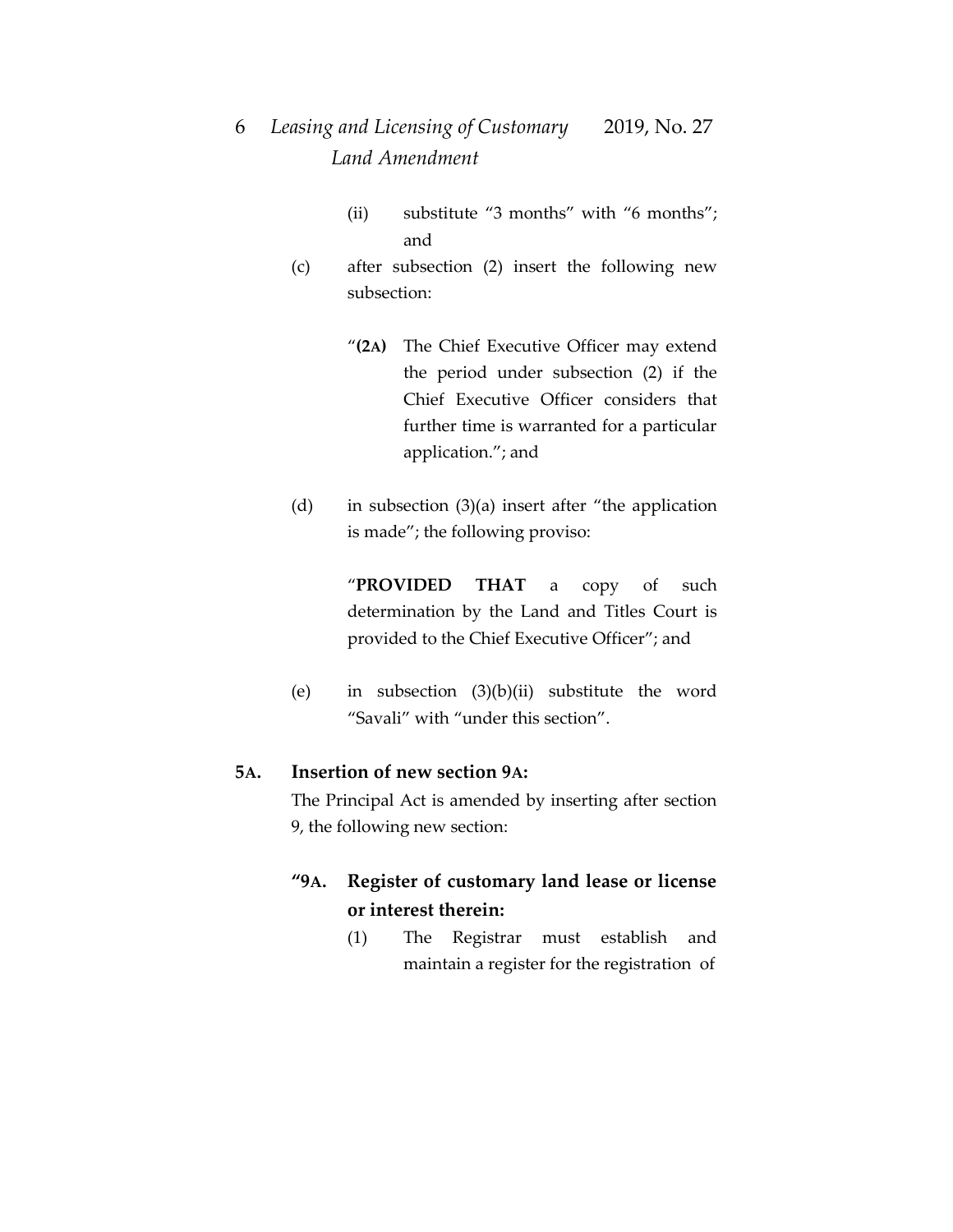(ii) substitute "3 months" with "6 months"; and

(c) after subsection (2) insert the following new subsection:

"**(2A)** The Chief Executive Officer may extend the period under subsection (2) if the Chief Executive Officer considers that further time is warranted for a particular application."; and

(d) in subsection (3)(a) insert after "the application is made"; the following proviso:

"**PROVIDED THAT** a copy of such determination by the Land and Titles Court is provided to the Chief Executive Officer"; and

(e) in subsection (3)(b)(ii) substitute the word "Savali" with "under this section".

**5A. Insertion of new section 9A:**

The Principal Act is amended by inserting after section 9, the following new section:

**"9A. Register of customary land lease or license or interest therein:**

(1) The Registrar must establish and maintain a register for the registration of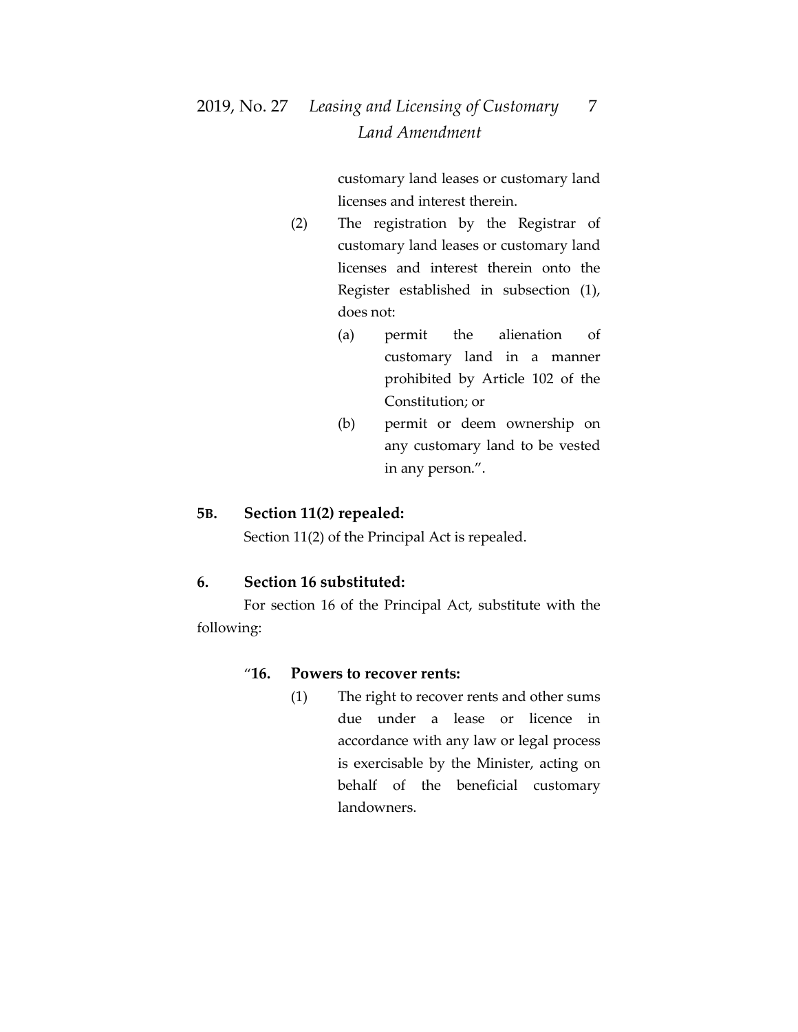customary land leases or customary land licenses and interest therein.

(2) The registration by the Registrar of customary land leases or customary land licenses and interest therein onto the Register established in subsection (1), does not:

(a) permit the alienation of customary land in a manner prohibited by Article 102 of the Constitution; or

(b) permit or deem ownership on any customary land to be vested in any person.".

**5B. Section 11(2) repealed:**

Section 11(2) of the Principal Act is repealed.

**6. Section 16 substituted:**

For section 16 of the Principal Act, substitute with the following:

"**16. Powers to recover rents:**

(1) The right to recover rents and other sums due under a lease or licence in accordance with any law or legal process is exercisable by the Minister, acting on behalf of the beneficial customary landowners.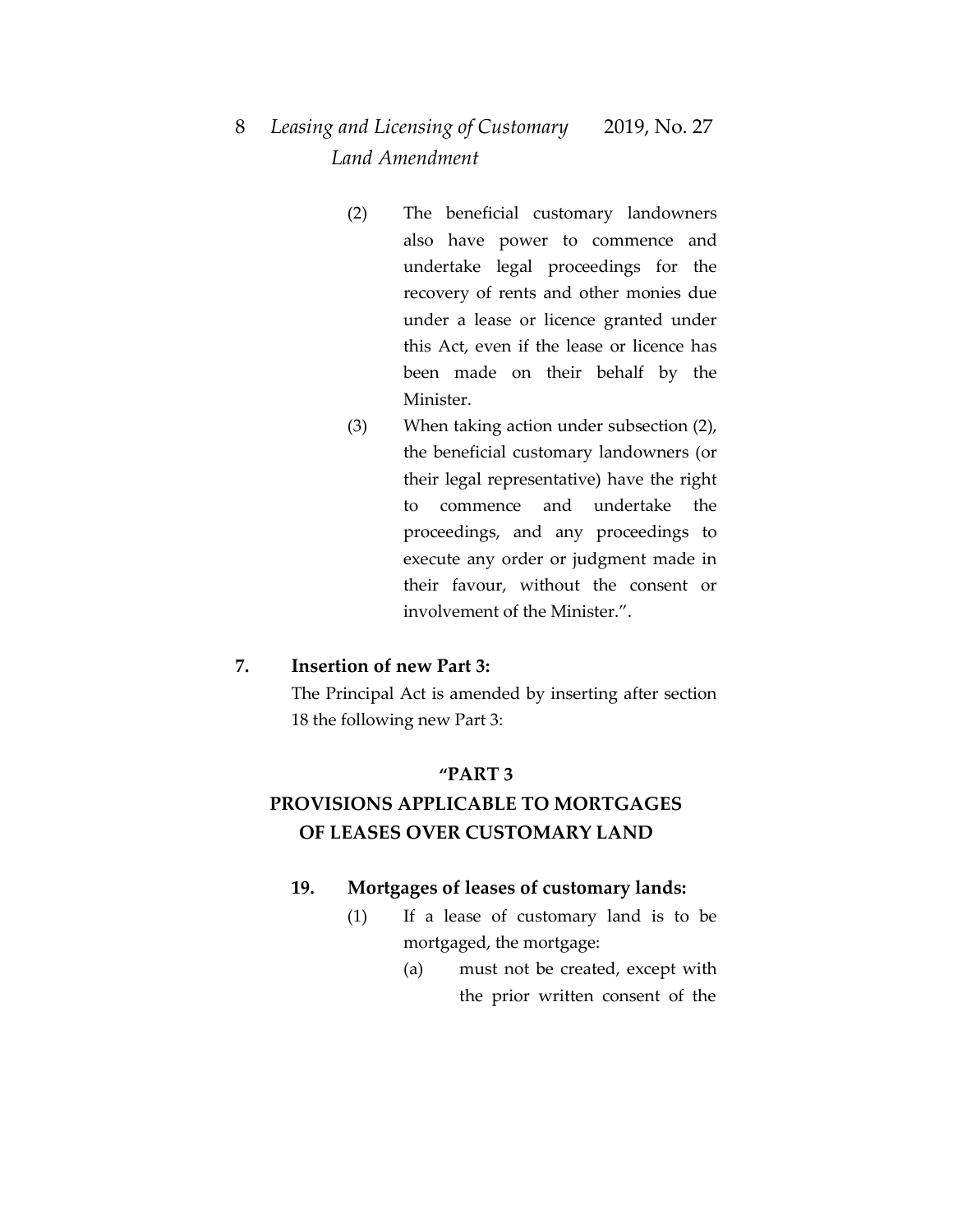(2) The beneficial customary landowners also have power to commence and undertake legal proceedings for the recovery of rents and other monies due under a lease or licence granted under this Act, even if the lease or licence has been made on their behalf by the Minister.

(3) When taking action under subsection (2), the beneficial customary landowners (or their legal representative) have the right to commence and undertake the proceedings, and any proceedings to execute any order or judgment made in their favour, without the consent or involvement of the Minister.".

**7. Insertion of new Part 3:**

The Principal Act is amended by inserting after section 18 the following new Part 3:

**"PART 3**

**PROVISIONS APPLICABLE TO MORTGAGES OF LEASES OVER CUSTOMARY LAND**

**19. Mortgages of leases of customary lands:**

(1) If a lease of customary land is to be mortgaged, the mortgage:

(a) must not be created, except with the prior written consent of the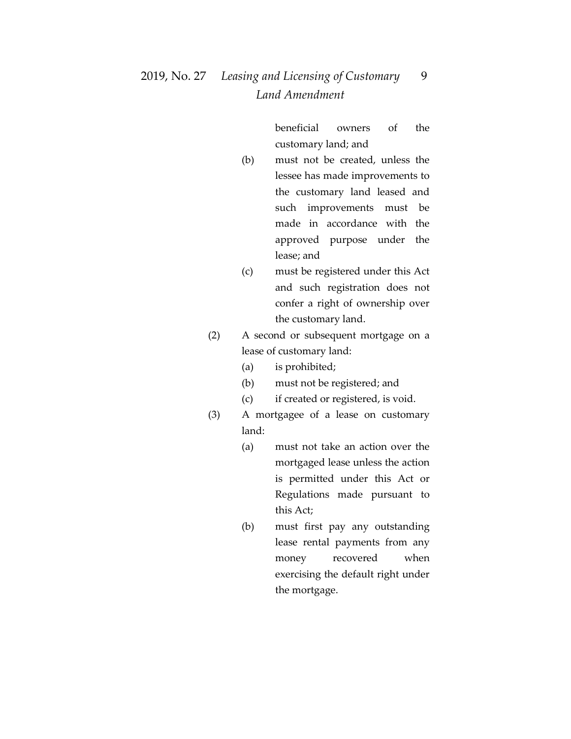beneficial owners of the customary land; and

(b) must not be created, unless the lessee has made improvements to the customary land leased and such improvements must be made in accordance with the approved purpose under the lease; and

(c) must be registered under this Act and such registration does not confer a right of ownership over the customary land.

(2) A second or subsequent mortgage on a lease of customary land:

(a) is prohibited;

(b) must not be registered; and

(c) if created or registered, is void.

(3) A mortgagee of a lease on customary land:

(a) must not take an action over the mortgaged lease unless the action is permitted under this Act or Regulations made pursuant to this Act;

(b) must first pay any outstanding lease rental payments from any money recovered when exercising the default right under the mortgage.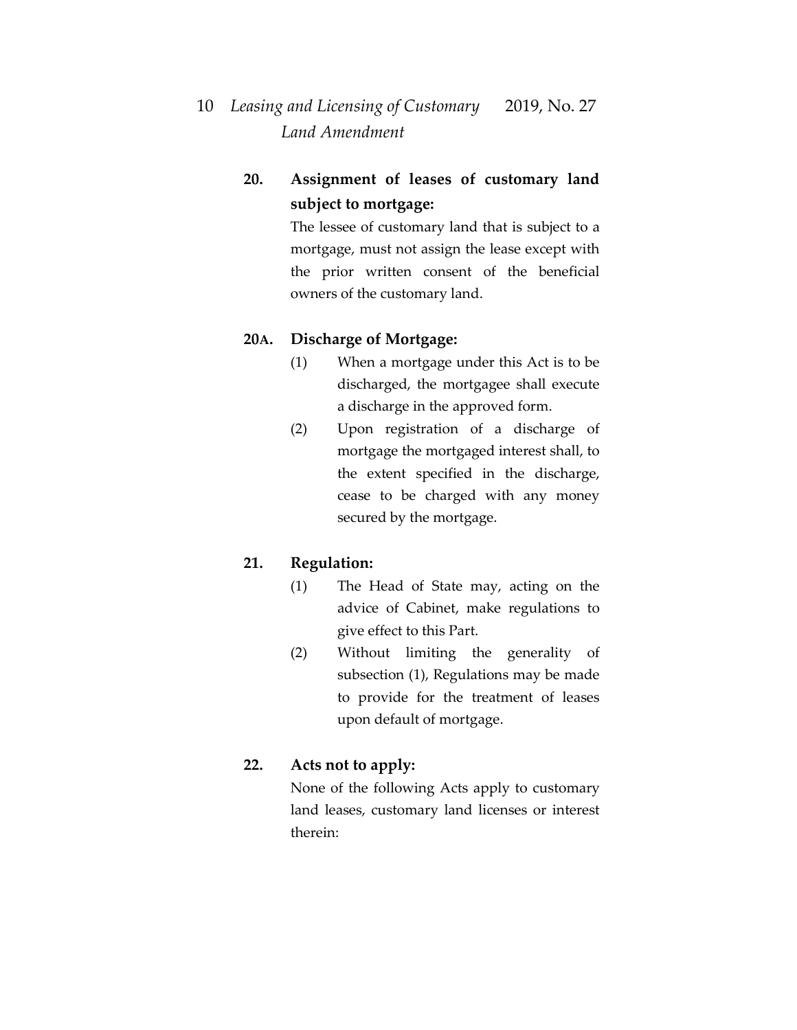**20. Assignment of leases of customary land subject to mortgage:**

The lessee of customary land that is subject to a mortgage, must not assign the lease except with the prior written consent of the beneficial owners of the customary land.

**20A. Discharge of Mortgage:**

(1) When a mortgage under this Act is to be discharged, the mortgagee shall execute a discharge in the approved form.

(2) Upon registration of a discharge of mortgage the mortgaged interest shall, to the extent specified in the discharge, cease to be charged with any money secured by the mortgage.

**21. Regulation:**

(1) The Head of State may, acting on the advice of Cabinet, make regulations to give effect to this Part.

(2) Without limiting the generality of subsection (1), Regulations may be made to provide for the treatment of leases upon default of mortgage.

**22. Acts not to apply:**

None of the following Acts apply to customary land leases, customary land licenses or interest therein: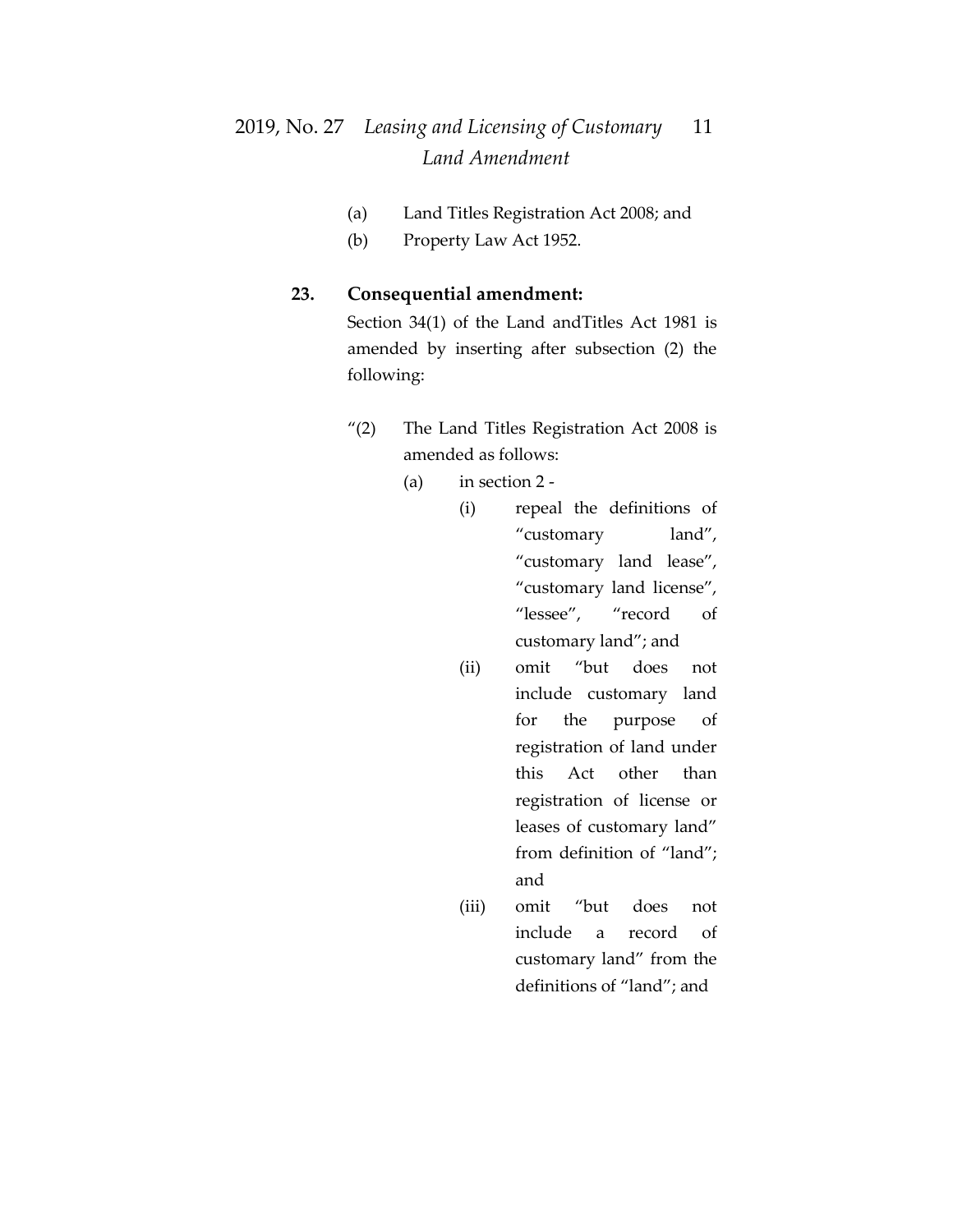(a) Land Titles Registration Act 2008; and

(b) Property Law Act 1952.

**23. Consequential amendment:**

Section 34(1) of the Land andTitles Act 1981 is amended by inserting after subsection (2) the following:

"(2) The Land Titles Registration Act 2008 is amended as follows:

(a) in section 2 -

(i) repeal the definitions of "customary land", "customary land lease", "customary land license", "lessee", "record of customary land"; and

(ii) omit "but does not include customary land for the purpose of registration of land under this Act other than registration of license or leases of customary land" from definition of "land"; and

(iii) omit "but does not include a record of customary land" from the definitions of "land"; and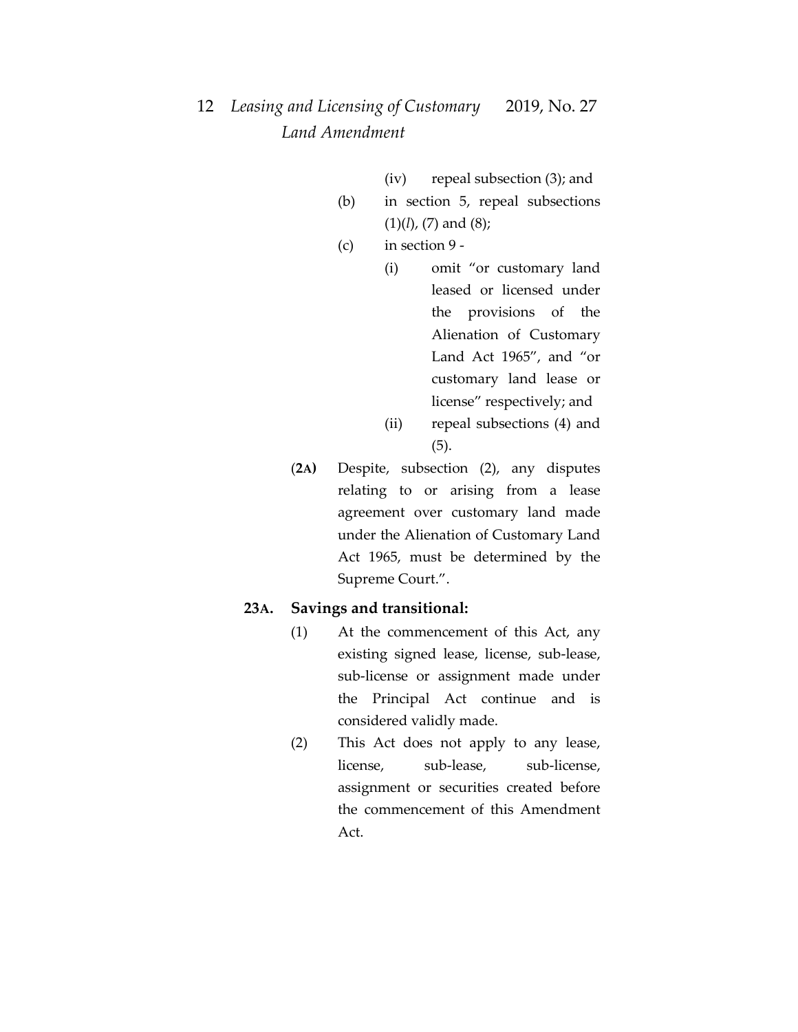(iv) repeal subsection (3); and

(b) in section 5, repeal subsections (1)(*l*), (7) and (8);

(c) in section 9 -

(i) omit "or customary land leased or licensed under the provisions of the Alienation of Customary Land Act 1965", and "or customary land lease or license" respectively; and

(ii) repeal subsections (4) and (5).

**(2A)** Despite, subsection (2), any disputes relating to or arising from a lease agreement over customary land made under the Alienation of Customary Land Act 1965, must be determined by the Supreme Court.".

**23A. Savings and transitional:**

(1) At the commencement of this Act, any existing signed lease, license, sub-lease, sub-license or assignment made under the Principal Act continue and is considered validly made.

(2) This Act does not apply to any lease, license, sub-lease, sub-license, assignment or securities created before the commencement of this Amendment Act.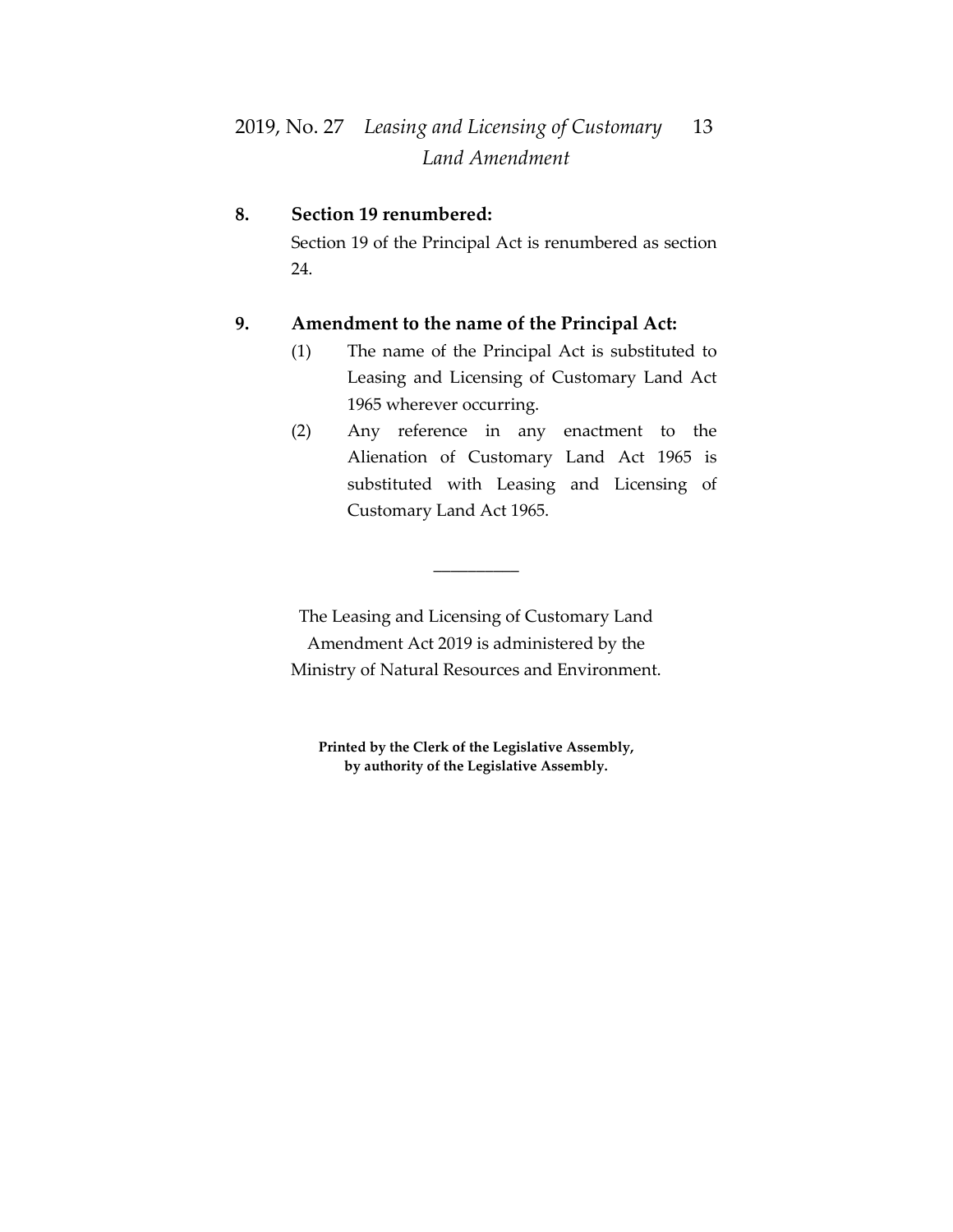**8. Section 19 renumbered:**

Section 19 of the Principal Act is renumbered as section 24.

**9. Amendment to the name of the Principal Act:**

(1) The name of the Principal Act is substituted to Leasing and Licensing of Customary Land Act 1965 wherever occurring.

(2) Any reference in any enactment to the Alienation of Customary Land Act 1965 is substituted with Leasing and Licensing of Customary Land Act 1965.

---

The Leasing and Licensing of Customary Land Amendment Act 2019 is administered by the Ministry of Natural Resources and Environment.

**Printed by the Clerk of the Legislative Assembly, by authority of the Legislative Assembly.**